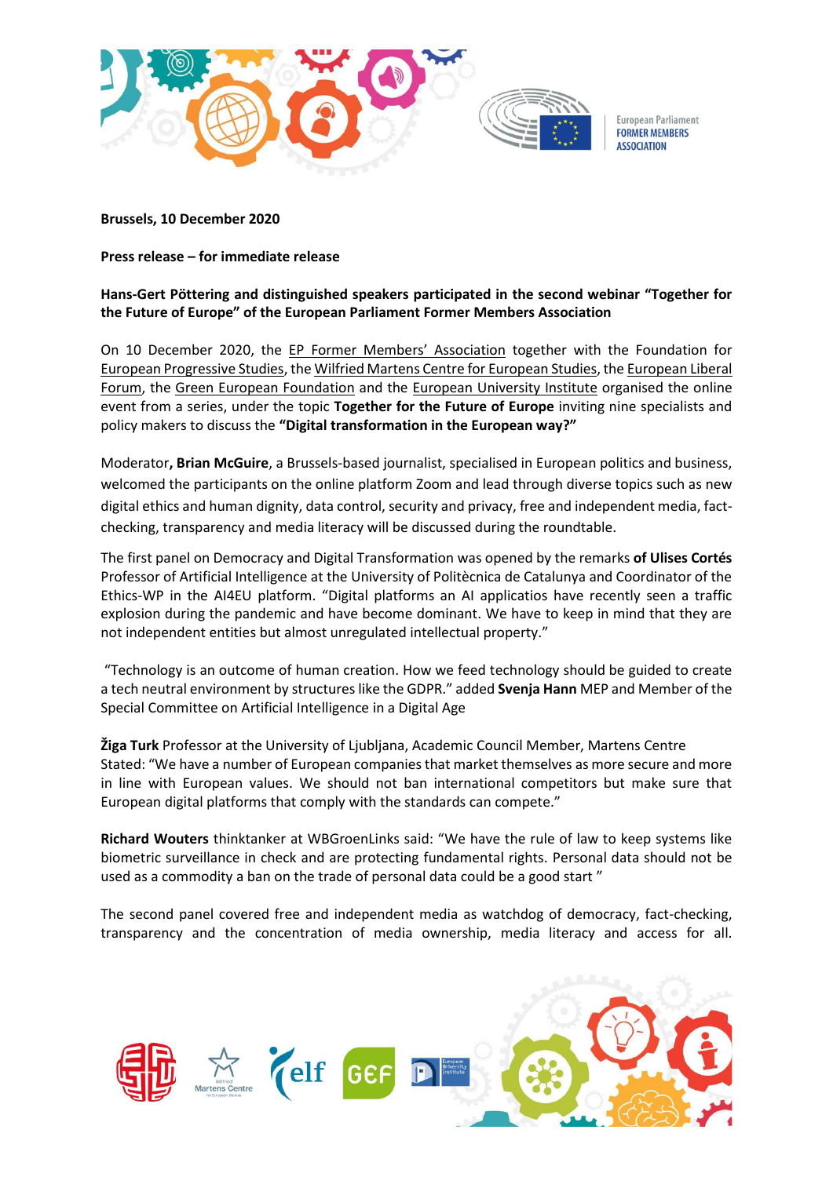**Brussels, 10 December 2020**

**Press release – for immediate release**

**Hans-Gert Pöttering and distinguished speakers participated in the second webinar "Together for the Future of Europe" of the European Parliament Former Members Association**

On 10 December 2020, the EP Former Members' Association together with the Foundation for European Progressive Studies, the Wilfried Martens Centre for European Studies, the European Liberal Forum, the Green European Foundation and the European University Institute organised the online event from a series, under the topic **Together for the Future of Europe** inviting nine specialists and policy makers to discuss the **"Digital transformation in the European way?"**

Moderator**, Brian McGuire**, a Brussels-based journalist, specialised in European politics and business, welcomed the participants on the online platform Zoom and lead through diverse topics such as new digital ethics and human dignity, data control, security and privacy, free and independent media, fact-checking, transparency and media literacy will be discussed during the roundtable.

The first panel on Democracy and Digital Transformation was opened by the remarks **of Ulises Cortés** Professor of Artificial Intelligence at the University of Politècnica de Catalunya and Coordinator of the Ethics-WP in the AI4EU platform. "Digital platforms an AI applicatios have recently seen a traffic explosion during the pandemic and have become dominant. We have to keep in mind that they are not independent entities but almost unregulated intellectual property."

"Technology is an outcome of human creation. How we feed technology should be guided to create a tech neutral environment by structures like the GDPR." added **Svenja Hahn** MEP and Member of the Special Committee on Artificial Intelligence in a Digital Age

**Žiga Turk** Professor at the University of Ljubljana, Academic Council Member, Martens Centre Stated: "We have a number of European companies that market themselves as more secure and more in line with European values. We should not ban international competitors but make sure that European digital platforms that comply with the standards can compete."

**Richard Wouters** thinktanker at WBGroenLinks said: "We have the rule of law to keep systems like biometric surveillance in check and are protecting fundamental rights. Personal data should not be used as a commodity a ban on the trade of personal data could be a good start "

The second panel covered free and independent media as watchdog of democracy, fact-checking, transparency and the concentration of media ownership, media literacy and access for all.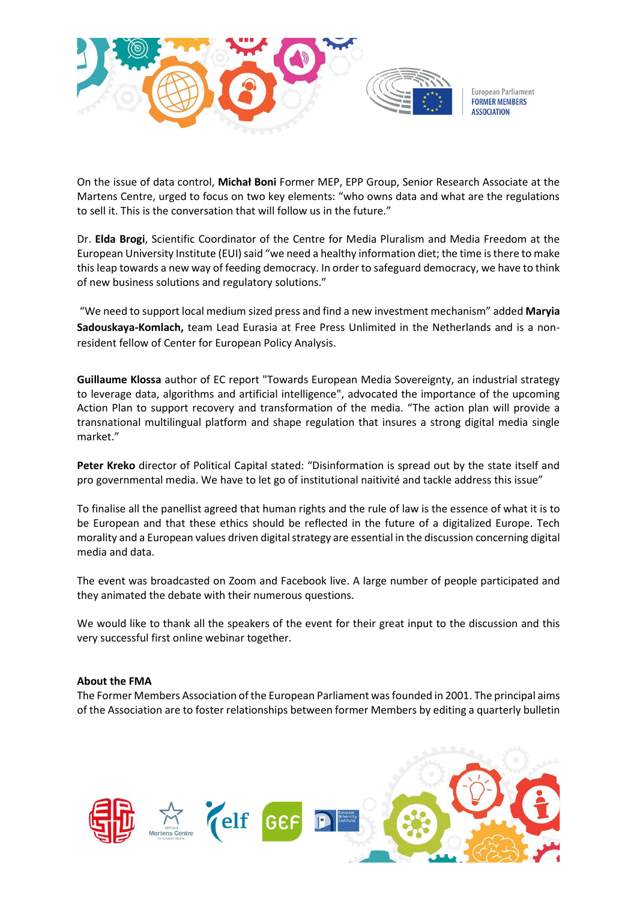On the issue of data control, **Michał Boni** Former MEP, EPP Group, Senior Research Associate at the Martens Centre, urged to focus on two key elements: "who owns data and what are the regulations to sell it. This is the conversation that will follow us in the future."

Dr. **Elda Brogi**, Scientific Coordinator of the Centre for Media Pluralism and Media Freedom at the European University Institute (EUI) said "we need a healthy information diet; the time is there to make this leap towards a new way of feeding democracy. In order to safeguard democracy, we have to think of new business solutions and regulatory solutions."

"We need to support local medium sized press and find a new investment mechanism" added **Maryia Sadouskaya-Komlach,** team Lead Eurasia at Free Press Unlimited in the Netherlands and is a non-resident fellow of Center for European Policy Analysis.

**Guillaume Klossa** author of EC report "Towards European Media Sovereignty, an industrial strategy to leverage data, algorithms and artificial intelligence", advocated the importance of the upcoming Action Plan to support recovery and transformation of the media. "The action plan will provide a transnational multilingual platform and shape regulation that insures a strong digital media single market."

**Peter Kreko** director of Political Capital stated: "Disinformation is spread out by the state itself and pro governmental media. We have to let go of institutional naitivité and tackle address this issue"

To finalise all the panellist agreed that human rights and the rule of law is the essence of what it is to be European and that these ethics should be reflected in the future of a digitalized Europe. Tech morality and a European values driven digital strategy are essential in the discussion concerning digital media and data.

The event was broadcasted on Zoom and Facebook live. A large number of people participated and they animated the debate with their numerous questions.

We would like to thank all the speakers of the event for their great input to the discussion and this very successful first online webinar together.

**About the FMA**

The Former Members Association of the European Parliament was founded in 2001. The principal aims of the Association are to foster relationships between former Members by editing a quarterly bulletin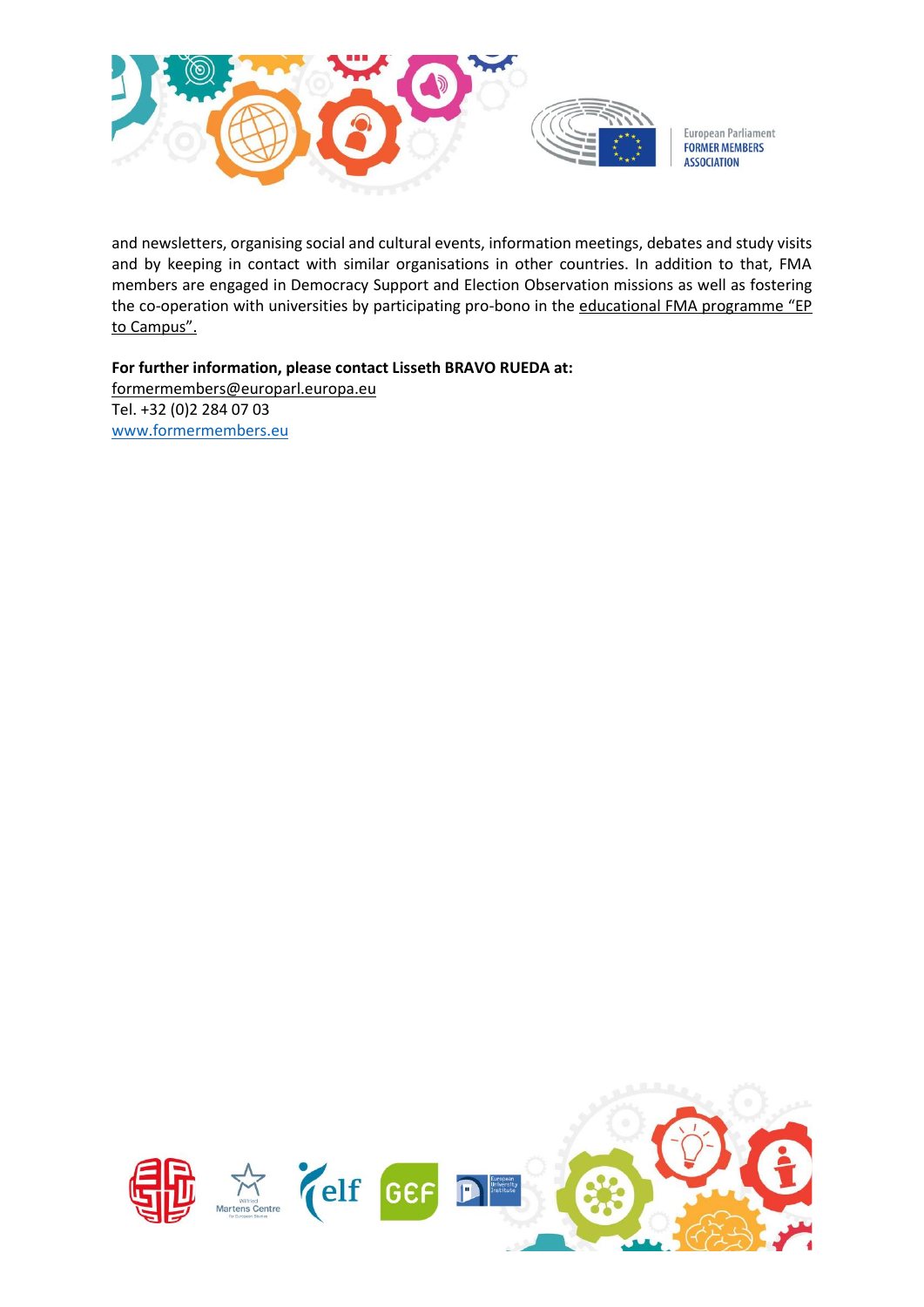and newsletters, organising social and cultural events, information meetings, debates and study visits and by keeping in contact with similar organisations in other countries. In addition to that, FMA members are engaged in Democracy Support and Election Observation missions as well as fostering the co-operation with universities by participating pro-bono in the educational FMA programme "EP to Campus".

**For further information, please contact Lisseth BRAVO RUEDA at:**
formermembers@europarl.europa.eu
Tel. +32 (0)2 284 07 03
www.formermembers.eu